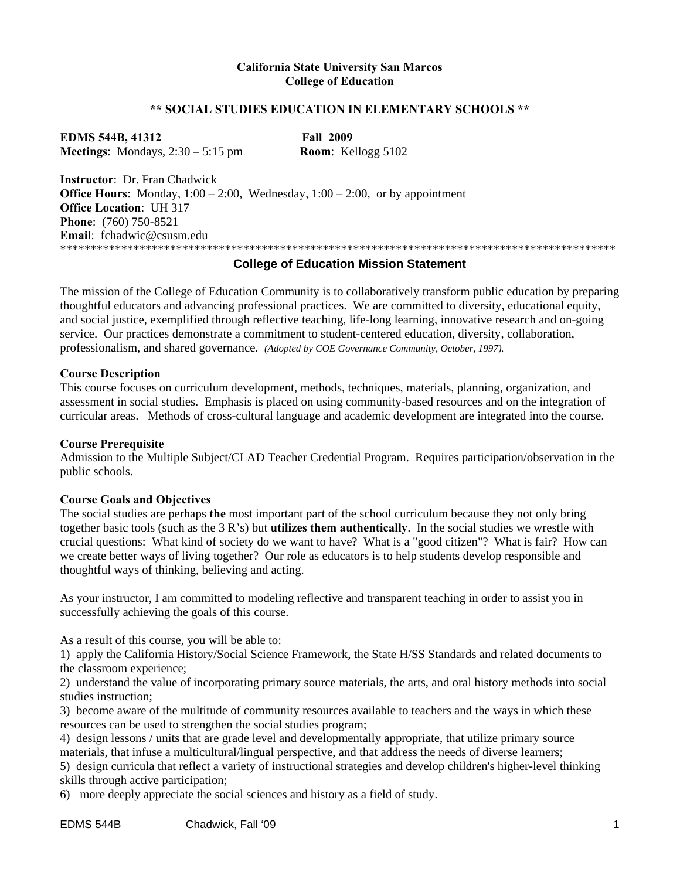**California State University San Marcos**
**College of Education**

**\*\* SOCIAL STUDIES EDUCATION IN ELEMENTARY SCHOOLS \*\***

**EDMS 544B, 41312** **Fall 2009**
**Meetings**: Mondays, 2:30 – 5:15 pm **Room**: Kellogg 5102

**Instructor**: Dr. Fran Chadwick
**Office Hours**: Monday, 1:00 – 2:00, Wednesday, 1:00 – 2:00, or by appointment
**Office Location**: UH 317
**Phone**: (760) 750-8521
**Email**: fchadwic@csusm.edu

\*\*\*\*\*\*\*\*\*\*\*\*\*\*\*\*\*\*\*\*\*\*\*\*\*\*\*\*\*\*\*\*\*\*\*\*\*\*\*\*\*\*\*\*\*\*\*\*\*\*\*\*\*\*\*\*\*\*\*\*\*\*\*\*\*\*\*\*\*\*\*\*\*\*\*\*\*\*\*\*\*\*\*\*\*\*\*\*\*\*\*\*

## College of Education Mission Statement

The mission of the College of Education Community is to collaboratively transform public education by preparing thoughtful educators and advancing professional practices. We are committed to diversity, educational equity, and social justice, exemplified through reflective teaching, life-long learning, innovative research and on-going service. Our practices demonstrate a commitment to student-centered education, diversity, collaboration, professionalism, and shared governance. *(Adopted by COE Governance Community, October, 1997).*

### Course Description

This course focuses on curriculum development, methods, techniques, materials, planning, organization, and assessment in social studies. Emphasis is placed on using community-based resources and on the integration of curricular areas. Methods of cross-cultural language and academic development are integrated into the course.

### Course Prerequisite

Admission to the Multiple Subject/CLAD Teacher Credential Program. Requires participation/observation in the public schools.

### Course Goals and Objectives

The social studies are perhaps **the** most important part of the school curriculum because they not only bring together basic tools (such as the 3 R's) but **utilizes them authentically**. In the social studies we wrestle with crucial questions: What kind of society do we want to have? What is a "good citizen"? What is fair? How can we create better ways of living together? Our role as educators is to help students develop responsible and thoughtful ways of thinking, believing and acting.

As your instructor, I am committed to modeling reflective and transparent teaching in order to assist you in successfully achieving the goals of this course.

As a result of this course, you will be able to:

1) apply the California History/Social Science Framework, the State H/SS Standards and related documents to the classroom experience;
2) understand the value of incorporating primary source materials, the arts, and oral history methods into social studies instruction;
3) become aware of the multitude of community resources available to teachers and the ways in which these resources can be used to strengthen the social studies program;
4) design lessons / units that are grade level and developmentally appropriate, that utilize primary source materials, that infuse a multicultural/lingual perspective, and that address the needs of diverse learners;
5) design curricula that reflect a variety of instructional strategies and develop children's higher-level thinking skills through active participation;
6) more deeply appreciate the social sciences and history as a field of study.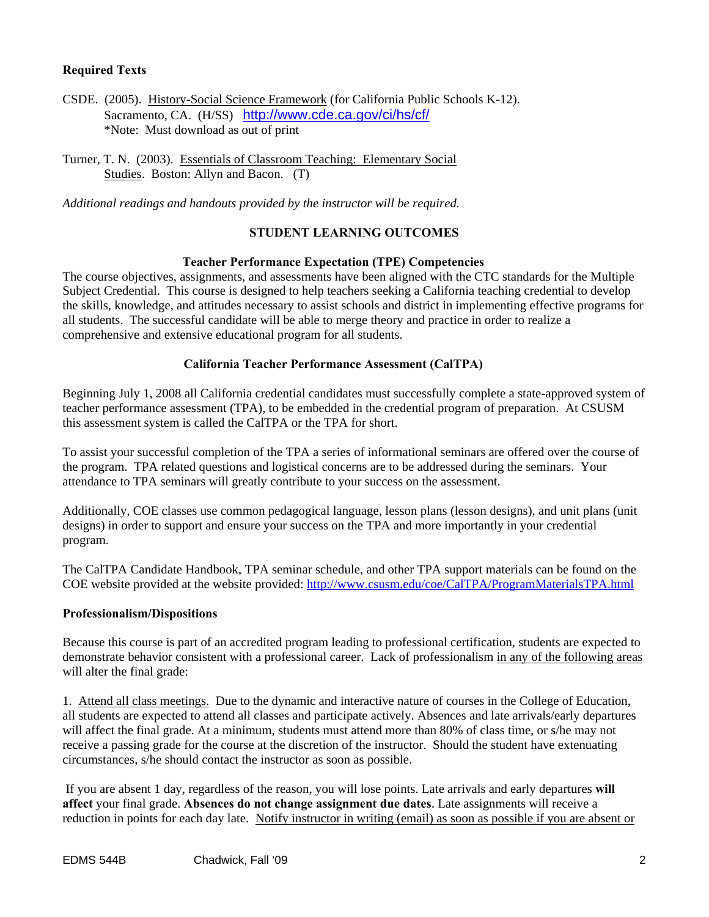**Required Texts**

CSDE. (2005). History-Social Science Framework (for California Public Schools K-12). Sacramento, CA. (H/SS) http://www.cde.ca.gov/ci/hs/cf/
*Note: Must download as out of print

Turner, T. N. (2003). Essentials of Classroom Teaching: Elementary Social Studies. Boston: Allyn and Bacon. (T)

*Additional readings and handouts provided by the instructor will be required.*

## STUDENT LEARNING OUTCOMES

### Teacher Performance Expectation (TPE) Competencies

The course objectives, assignments, and assessments have been aligned with the CTC standards for the Multiple Subject Credential. This course is designed to help teachers seeking a California teaching credential to develop the skills, knowledge, and attitudes necessary to assist schools and district in implementing effective programs for all students. The successful candidate will be able to merge theory and practice in order to realize a comprehensive and extensive educational program for all students.

### California Teacher Performance Assessment (CalTPA)

Beginning July 1, 2008 all California credential candidates must successfully complete a state-approved system of teacher performance assessment (TPA), to be embedded in the credential program of preparation. At CSUSM this assessment system is called the CalTPA or the TPA for short.

To assist your successful completion of the TPA a series of informational seminars are offered over the course of the program. TPA related questions and logistical concerns are to be addressed during the seminars. Your attendance to TPA seminars will greatly contribute to your success on the assessment.

Additionally, COE classes use common pedagogical language, lesson plans (lesson designs), and unit plans (unit designs) in order to support and ensure your success on the TPA and more importantly in your credential program.

The CalTPA Candidate Handbook, TPA seminar schedule, and other TPA support materials can be found on the COE website provided at the website provided: http://www.csusm.edu/coe/CalTPA/ProgramMaterialsTPA.html

**Professionalism/Dispositions**

Because this course is part of an accredited program leading to professional certification, students are expected to demonstrate behavior consistent with a professional career. Lack of professionalism in any of the following areas will alter the final grade:

1. Attend all class meetings. Due to the dynamic and interactive nature of courses in the College of Education, all students are expected to attend all classes and participate actively. Absences and late arrivals/early departures will affect the final grade. At a minimum, students must attend more than 80% of class time, or s/he may not receive a passing grade for the course at the discretion of the instructor. Should the student have extenuating circumstances, s/he should contact the instructor as soon as possible.

If you are absent 1 day, regardless of the reason, you will lose points. Late arrivals and early departures **will affect** your final grade. **Absences do not change assignment due dates**. Late assignments will receive a reduction in points for each day late. Notify instructor in writing (email) as soon as possible if you are absent or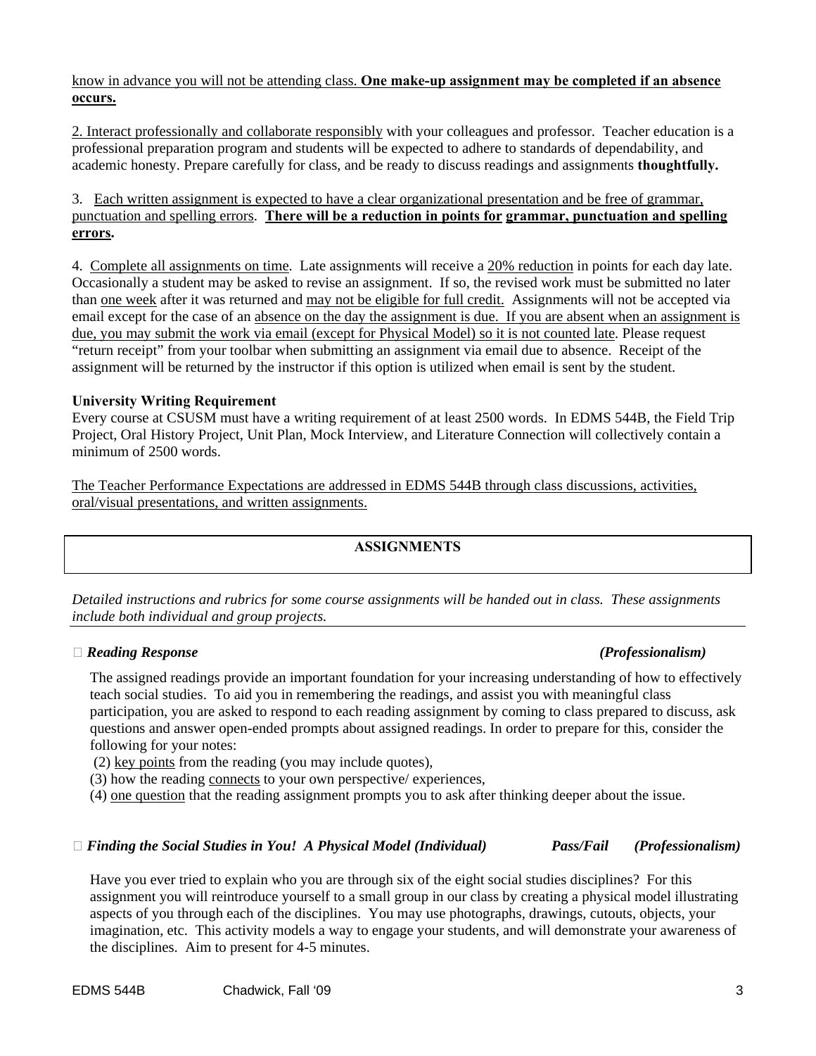know in advance you will not be attending class. **One make-up assignment may be completed if an absence occurs.**

2. Interact professionally and collaborate responsibly with your colleagues and professor. Teacher education is a professional preparation program and students will be expected to adhere to standards of dependability, and academic honesty. Prepare carefully for class, and be ready to discuss readings and assignments **thoughtfully.**

3. Each written assignment is expected to have a clear organizational presentation and be free of grammar, punctuation and spelling errors. **There will be a reduction in points for grammar, punctuation and spelling errors.**

4. Complete all assignments on time. Late assignments will receive a 20% reduction in points for each day late. Occasionally a student may be asked to revise an assignment. If so, the revised work must be submitted no later than one week after it was returned and may not be eligible for full credit. Assignments will not be accepted via email except for the case of an absence on the day the assignment is due. If you are absent when an assignment is due, you may submit the work via email (except for Physical Model) so it is not counted late. Please request "return receipt" from your toolbar when submitting an assignment via email due to absence. Receipt of the assignment will be returned by the instructor if this option is utilized when email is sent by the student.

**University Writing Requirement**

Every course at CSUSM must have a writing requirement of at least 2500 words. In EDMS 544B, the Field Trip Project, Oral History Project, Unit Plan, Mock Interview, and Literature Connection will collectively contain a minimum of 2500 words.

The Teacher Performance Expectations are addressed in EDMS 544B through class discussions, activities, oral/visual presentations, and written assignments.

## ASSIGNMENTS

*Detailed instructions and rubrics for some course assignments will be handed out in class. These assignments include both individual and group projects.*

- ***Reading Response*** ***(Professionalism)***

  The assigned readings provide an important foundation for your increasing understanding of how to effectively teach social studies. To aid you in remembering the readings, and assist you with meaningful class participation, you are asked to respond to each reading assignment by coming to class prepared to discuss, ask questions and answer open-ended prompts about assigned readings. In order to prepare for this, consider the following for your notes:

  (2) key points from the reading (you may include quotes),
  (3) how the reading connects to your own perspective/ experiences,
  (4) one question that the reading assignment prompts you to ask after thinking deeper about the issue.

- ***Finding the Social Studies in You! A Physical Model (Individual)*** ***Pass/Fail*** ***(Professionalism)***

  Have you ever tried to explain who you are through six of the eight social studies disciplines? For this assignment you will reintroduce yourself to a small group in our class by creating a physical model illustrating aspects of you through each of the disciplines. You may use photographs, drawings, cutouts, objects, your imagination, etc. This activity models a way to engage your students, and will demonstrate your awareness of the disciplines. Aim to present for 4-5 minutes.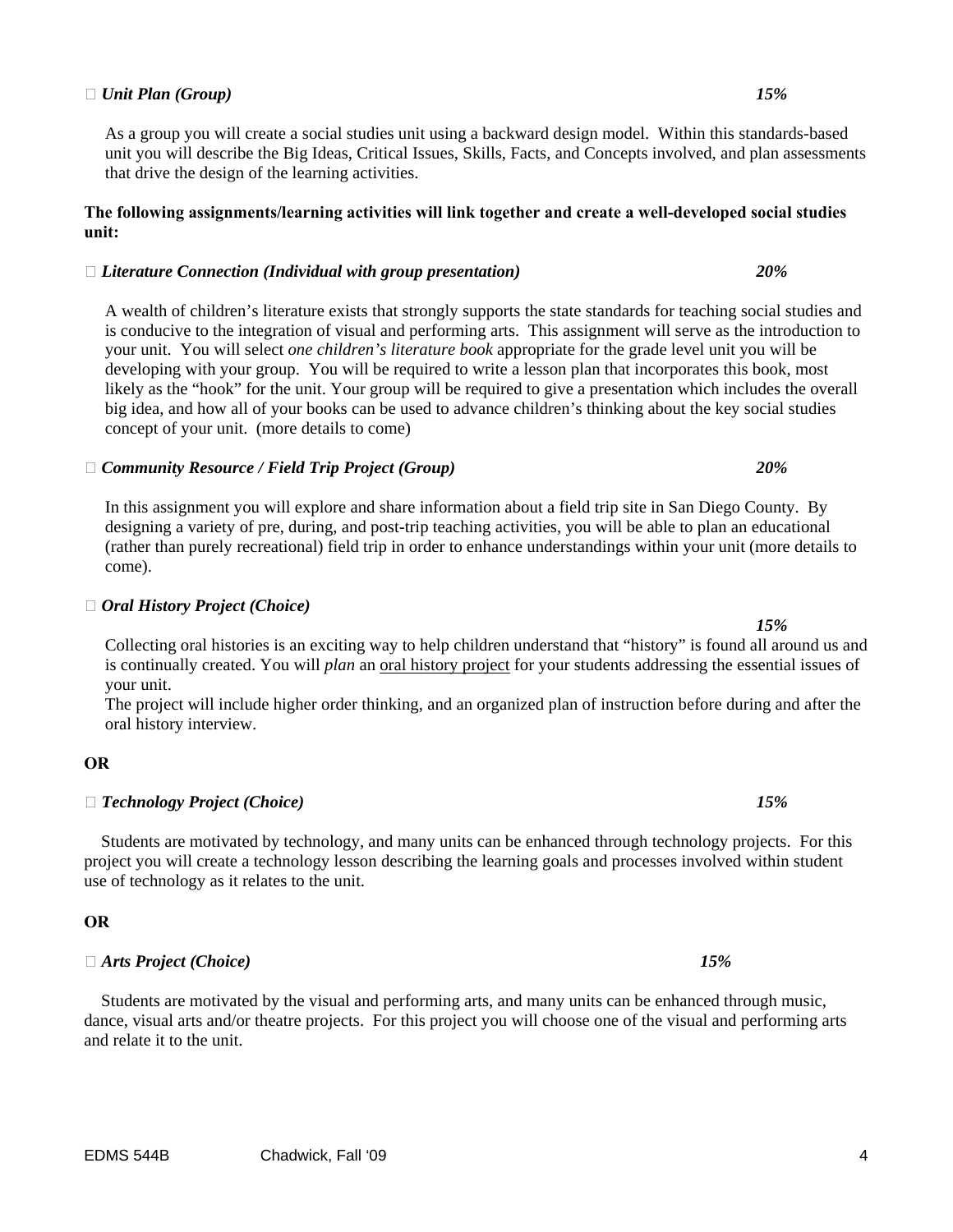- ***Unit Plan (Group)*** ***15%***

  As a group you will create a social studies unit using a backward design model. Within this standards-based unit you will describe the Big Ideas, Critical Issues, Skills, Facts, and Concepts involved, and plan assessments that drive the design of the learning activities.

**The following assignments/learning activities will link together and create a well-developed social studies unit:**

- ***Literature Connection (Individual with group presentation)*** ***20%***

  A wealth of children's literature exists that strongly supports the state standards for teaching social studies and is conducive to the integration of visual and performing arts. This assignment will serve as the introduction to your unit. You will select *one children's literature book* appropriate for the grade level unit you will be developing with your group. You will be required to write a lesson plan that incorporates this book, most likely as the "hook" for the unit. Your group will be required to give a presentation which includes the overall big idea, and how all of your books can be used to advance children's thinking about the key social studies concept of your unit. (more details to come)

- ***Community Resource / Field Trip Project (Group)*** ***20%***

  In this assignment you will explore and share information about a field trip site in San Diego County. By designing a variety of pre, during, and post-trip teaching activities, you will be able to plan an educational (rather than purely recreational) field trip in order to enhance understandings within your unit (more details to come).

- ***Oral History Project (Choice)*** ***15%***

  Collecting oral histories is an exciting way to help children understand that "history" is found all around us and is continually created. You will *plan* an oral history project for your students addressing the essential issues of your unit.
  The project will include higher order thinking, and an organized plan of instruction before during and after the oral history interview.

**OR**

- ***Technology Project (Choice)*** ***15%***

  Students are motivated by technology, and many units can be enhanced through technology projects. For this project you will create a technology lesson describing the learning goals and processes involved within student use of technology as it relates to the unit.

**OR**

- ***Arts Project (Choice)*** ***15%***

  Students are motivated by the visual and performing arts, and many units can be enhanced through music, dance, visual arts and/or theatre projects. For this project you will choose one of the visual and performing arts and relate it to the unit.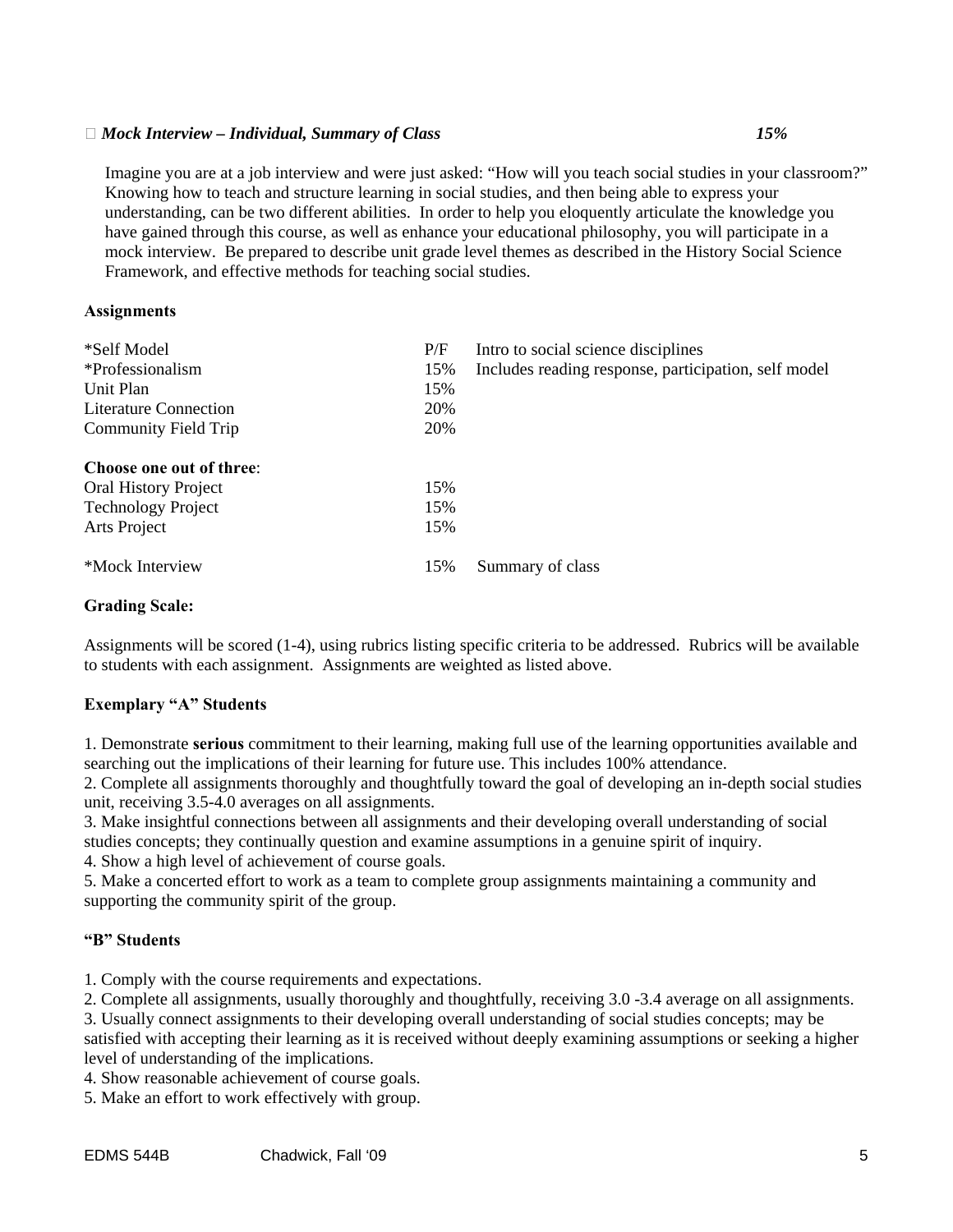- ***Mock Interview – Individual, Summary of Class*** ***15%***

  Imagine you are at a job interview and were just asked: "How will you teach social studies in your classroom?" Knowing how to teach and structure learning in social studies, and then being able to express your understanding, can be two different abilities. In order to help you eloquently articulate the knowledge you have gained through this course, as well as enhance your educational philosophy, you will participate in a mock interview. Be prepared to describe unit grade level themes as described in the History Social Science Framework, and effective methods for teaching social studies.

**Assignments**

| | | |
|---|---|---|
| *Self Model | P/F | Intro to social science disciplines |
| *Professionalism | 15% | Includes reading response, participation, self model |
| Unit Plan | 15% | |
| Literature Connection | 20% | |
| Community Field Trip | 20% | |
| **Choose one out of three**: | | |
| Oral History Project | 15% | |
| Technology Project | 15% | |
| Arts Project | 15% | |
| *Mock Interview | 15% | Summary of class |

**Grading Scale:**

Assignments will be scored (1-4), using rubrics listing specific criteria to be addressed. Rubrics will be available to students with each assignment. Assignments are weighted as listed above.

**Exemplary "A" Students**

1. Demonstrate **serious** commitment to their learning, making full use of the learning opportunities available and searching out the implications of their learning for future use. This includes 100% attendance.
2. Complete all assignments thoroughly and thoughtfully toward the goal of developing an in-depth social studies unit, receiving 3.5-4.0 averages on all assignments.
3. Make insightful connections between all assignments and their developing overall understanding of social studies concepts; they continually question and examine assumptions in a genuine spirit of inquiry.
4. Show a high level of achievement of course goals.
5. Make a concerted effort to work as a team to complete group assignments maintaining a community and supporting the community spirit of the group.

**"B" Students**

1. Comply with the course requirements and expectations.
2. Complete all assignments, usually thoroughly and thoughtfully, receiving 3.0 -3.4 average on all assignments.
3. Usually connect assignments to their developing overall understanding of social studies concepts; may be satisfied with accepting their learning as it is received without deeply examining assumptions or seeking a higher level of understanding of the implications.
4. Show reasonable achievement of course goals.
5. Make an effort to work effectively with group.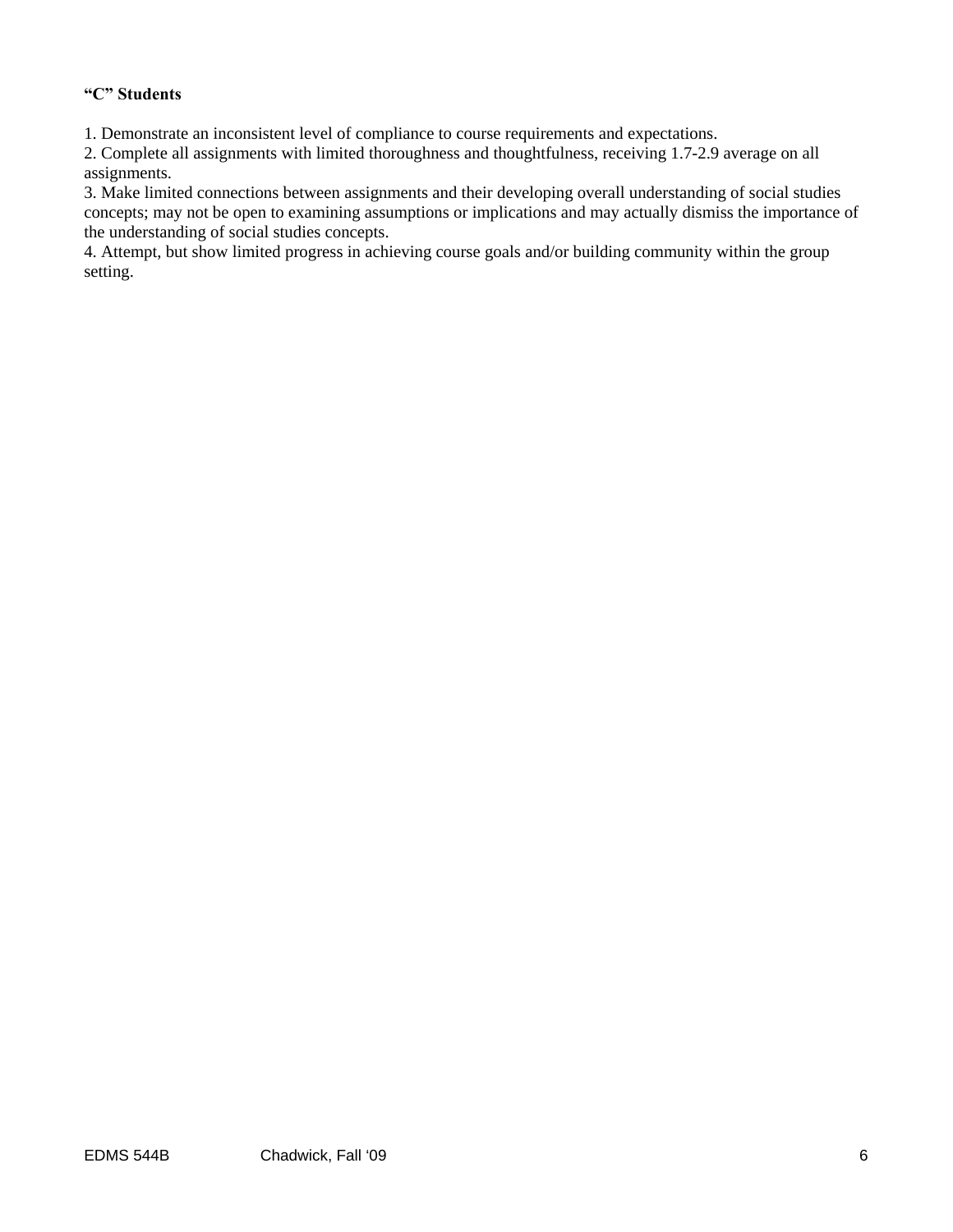**"C" Students**

1. Demonstrate an inconsistent level of compliance to course requirements and expectations.
2. Complete all assignments with limited thoroughness and thoughtfulness, receiving 1.7-2.9 average on all assignments.
3. Make limited connections between assignments and their developing overall understanding of social studies concepts; may not be open to examining assumptions or implications and may actually dismiss the importance of the understanding of social studies concepts.
4. Attempt, but show limited progress in achieving course goals and/or building community within the group setting.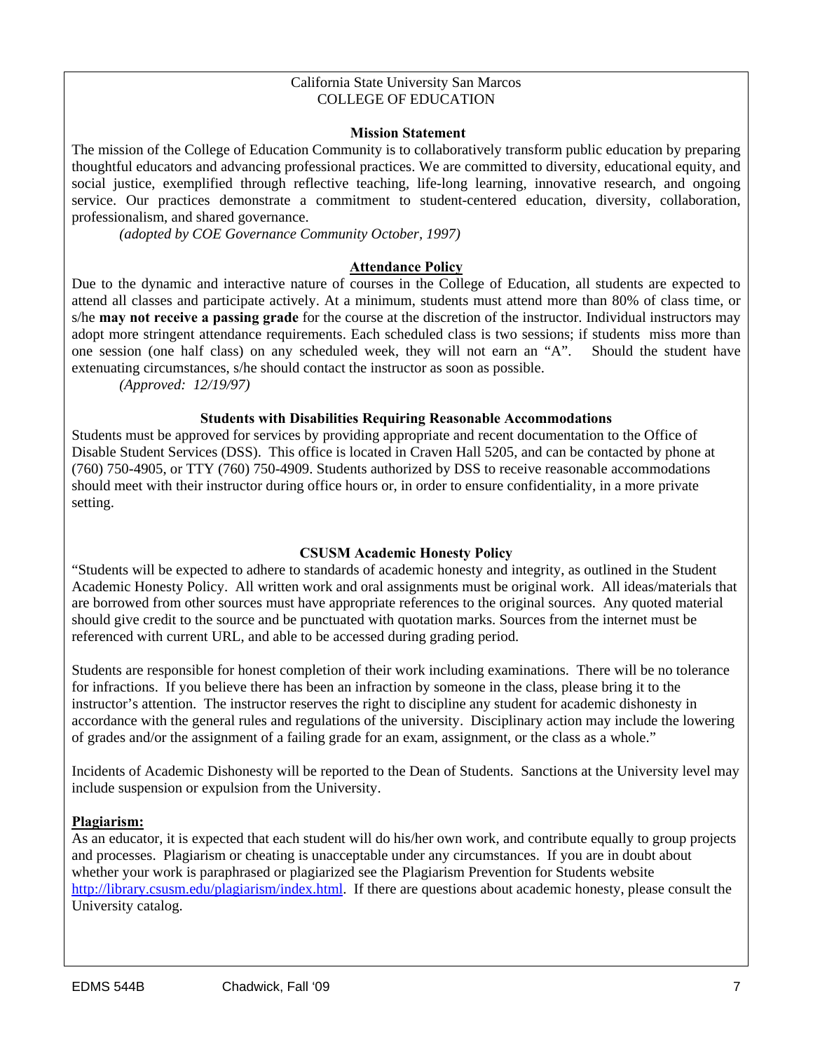California State University San Marcos
COLLEGE OF EDUCATION

### Mission Statement

The mission of the College of Education Community is to collaboratively transform public education by preparing thoughtful educators and advancing professional practices. We are committed to diversity, educational equity, and social justice, exemplified through reflective teaching, life-long learning, innovative research, and ongoing service. Our practices demonstrate a commitment to student-centered education, diversity, collaboration, professionalism, and shared governance.

*(adopted by COE Governance Community October, 1997)*

### Attendance Policy

Due to the dynamic and interactive nature of courses in the College of Education, all students are expected to attend all classes and participate actively. At a minimum, students must attend more than 80% of class time, or s/he **may not receive a passing grade** for the course at the discretion of the instructor. Individual instructors may adopt more stringent attendance requirements. Each scheduled class is two sessions; if students miss more than one session (one half class) on any scheduled week, they will not earn an "A". Should the student have extenuating circumstances, s/he should contact the instructor as soon as possible.

*(Approved: 12/19/97)*

### Students with Disabilities Requiring Reasonable Accommodations

Students must be approved for services by providing appropriate and recent documentation to the Office of Disable Student Services (DSS). This office is located in Craven Hall 5205, and can be contacted by phone at (760) 750-4905, or TTY (760) 750-4909. Students authorized by DSS to receive reasonable accommodations should meet with their instructor during office hours or, in order to ensure confidentiality, in a more private setting.

### CSUSM Academic Honesty Policy

"Students will be expected to adhere to standards of academic honesty and integrity, as outlined in the Student Academic Honesty Policy. All written work and oral assignments must be original work. All ideas/materials that are borrowed from other sources must have appropriate references to the original sources. Any quoted material should give credit to the source and be punctuated with quotation marks. Sources from the internet must be referenced with current URL, and able to be accessed during grading period.

Students are responsible for honest completion of their work including examinations. There will be no tolerance for infractions. If you believe there has been an infraction by someone in the class, please bring it to the instructor's attention. The instructor reserves the right to discipline any student for academic dishonesty in accordance with the general rules and regulations of the university. Disciplinary action may include the lowering of grades and/or the assignment of a failing grade for an exam, assignment, or the class as a whole."

Incidents of Academic Dishonesty will be reported to the Dean of Students. Sanctions at the University level may include suspension or expulsion from the University.

**Plagiarism:**

As an educator, it is expected that each student will do his/her own work, and contribute equally to group projects and processes. Plagiarism or cheating is unacceptable under any circumstances. If you are in doubt about whether your work is paraphrased or plagiarized see the Plagiarism Prevention for Students website http://library.csusm.edu/plagiarism/index.html. If there are questions about academic honesty, please consult the University catalog.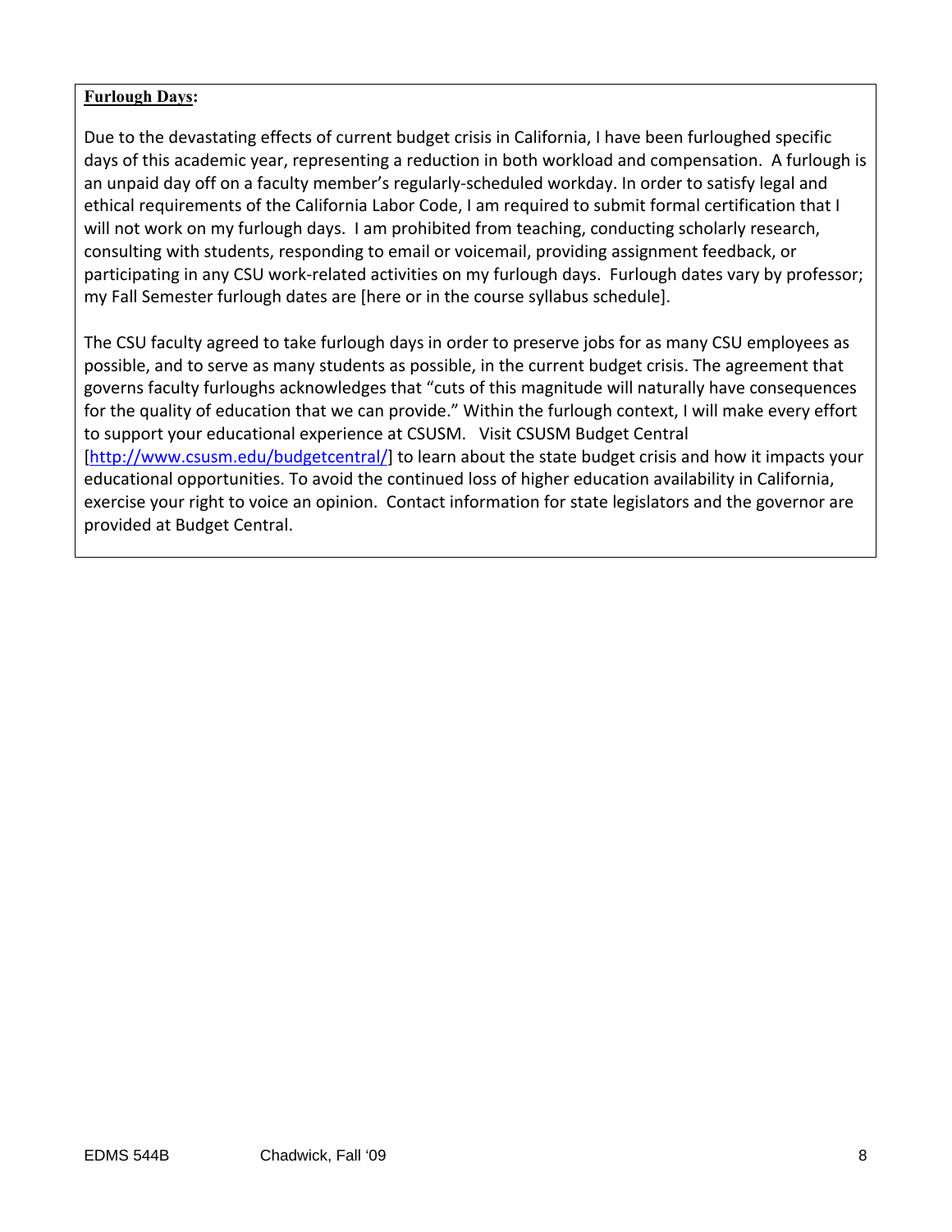**Furlough Days:**

Due to the devastating effects of current budget crisis in California, I have been furloughed specific days of this academic year, representing a reduction in both workload and compensation. A furlough is an unpaid day off on a faculty member's regularly-scheduled workday. In order to satisfy legal and ethical requirements of the California Labor Code, I am required to submit formal certification that I will not work on my furlough days. I am prohibited from teaching, conducting scholarly research, consulting with students, responding to email or voicemail, providing assignment feedback, or participating in any CSU work-related activities on my furlough days. Furlough dates vary by professor; my Fall Semester furlough dates are [here or in the course syllabus schedule].

The CSU faculty agreed to take furlough days in order to preserve jobs for as many CSU employees as possible, and to serve as many students as possible, in the current budget crisis. The agreement that governs faculty furloughs acknowledges that "cuts of this magnitude will naturally have consequences for the quality of education that we can provide." Within the furlough context, I will make every effort to support your educational experience at CSUSM. Visit CSUSM Budget Central [http://www.csusm.edu/budgetcentral/] to learn about the state budget crisis and how it impacts your educational opportunities. To avoid the continued loss of higher education availability in California, exercise your right to voice an opinion. Contact information for state legislators and the governor are provided at Budget Central.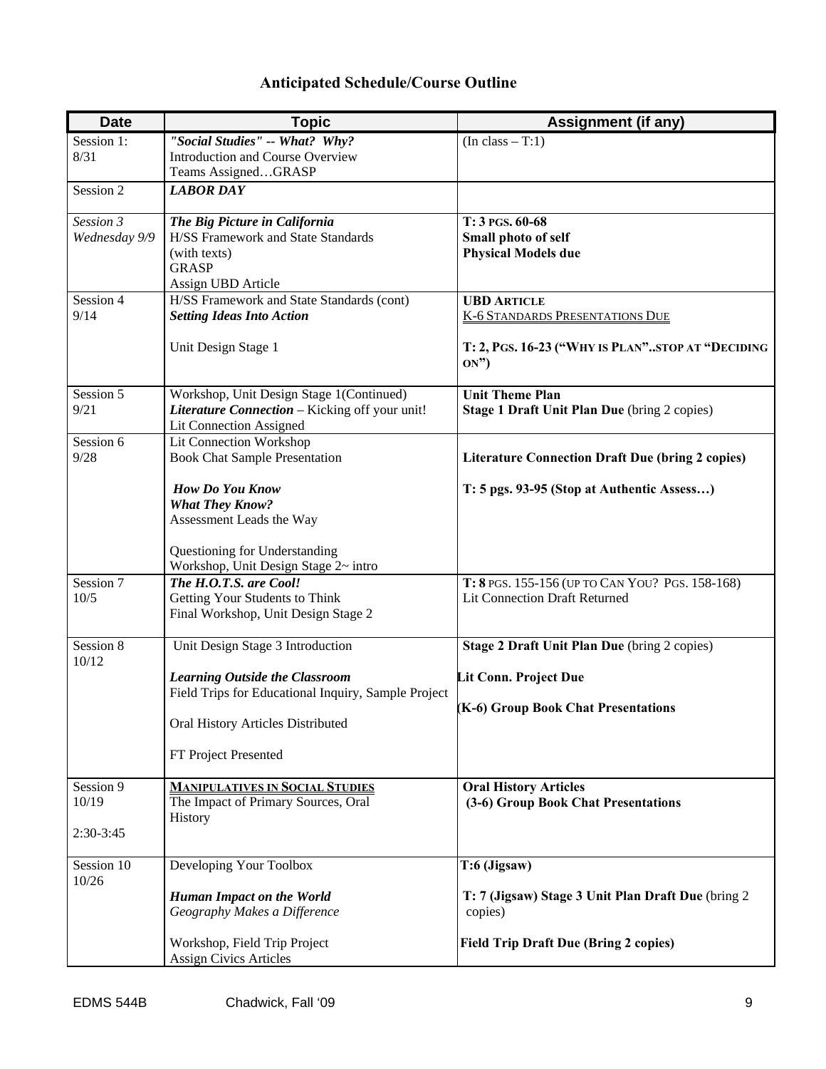## Anticipated Schedule/Course Outline

| Date | Topic | Assignment (if any) |
|---|---|---|
| Session 1: 8/31 | ***"Social Studies" -- What? Why?*** Introduction and Course Overview Teams Assigned…GRASP | (In class – T:1) |
| Session 2 | ***LABOR DAY*** | |
| *Session 3 Wednesday 9/9* | ***The Big Picture in California*** H/SS Framework and State Standards (with texts) GRASP Assign UBD Article | **T: 3 PGS. 60-68** **Small photo of self** **Physical Models due** |
| Session 4 9/14 | H/SS Framework and State Standards (cont) ***Setting Ideas Into Action*** Unit Design Stage 1 | **UBD ARTICLE** K-6 STANDARDS PRESENTATIONS DUE **T: 2, PGS. 16-23 ("WHY IS PLAN"..STOP AT "DECIDING ON")** |
| Session 5 9/21 | Workshop, Unit Design Stage 1(Continued) ***Literature Connection*** – Kicking off your unit! Lit Connection Assigned | **Unit Theme Plan** **Stage 1 Draft Unit Plan Due** (bring 2 copies) |
| Session 6 9/28 | Lit Connection Workshop Book Chat Sample Presentation ***How Do You Know What They Know?*** Assessment Leads the Way Questioning for Understanding Workshop, Unit Design Stage 2~ intro | **Literature Connection Draft Due (bring 2 copies)** **T: 5 pgs. 93-95 (Stop at Authentic Assess…)** |
| Session 7 10/5 | ***The H.O.T.S. are Cool!*** Getting Your Students to Think Final Workshop, Unit Design Stage 2 | **T: 8** PGS. 155-156 (UP TO CAN YOU? PGS. 158-168) Lit Connection Draft Returned |
| Session 8 10/12 | Unit Design Stage 3 Introduction ***Learning Outside the Classroom*** Field Trips for Educational Inquiry, Sample Project Oral History Articles Distributed FT Project Presented | **Stage 2 Draft Unit Plan Due** (bring 2 copies) **Lit Conn. Project Due** **(K-6) Group Book Chat Presentations** |
| Session 9 10/19 2:30-3:45 | **MANIPULATIVES IN SOCIAL STUDIES** The Impact of Primary Sources, Oral History | **Oral History Articles** **(3-6) Group Book Chat Presentations** |
| Session 10 10/26 | Developing Your Toolbox ***Human Impact on the World*** ***Geography Makes a Difference*** Workshop, Field Trip Project Assign Civics Articles | **T:6 (Jigsaw)** **T: 7 (Jigsaw) Stage 3 Unit Plan Draft Due** (bring 2 copies) **Field Trip Draft Due (Bring 2 copies)** |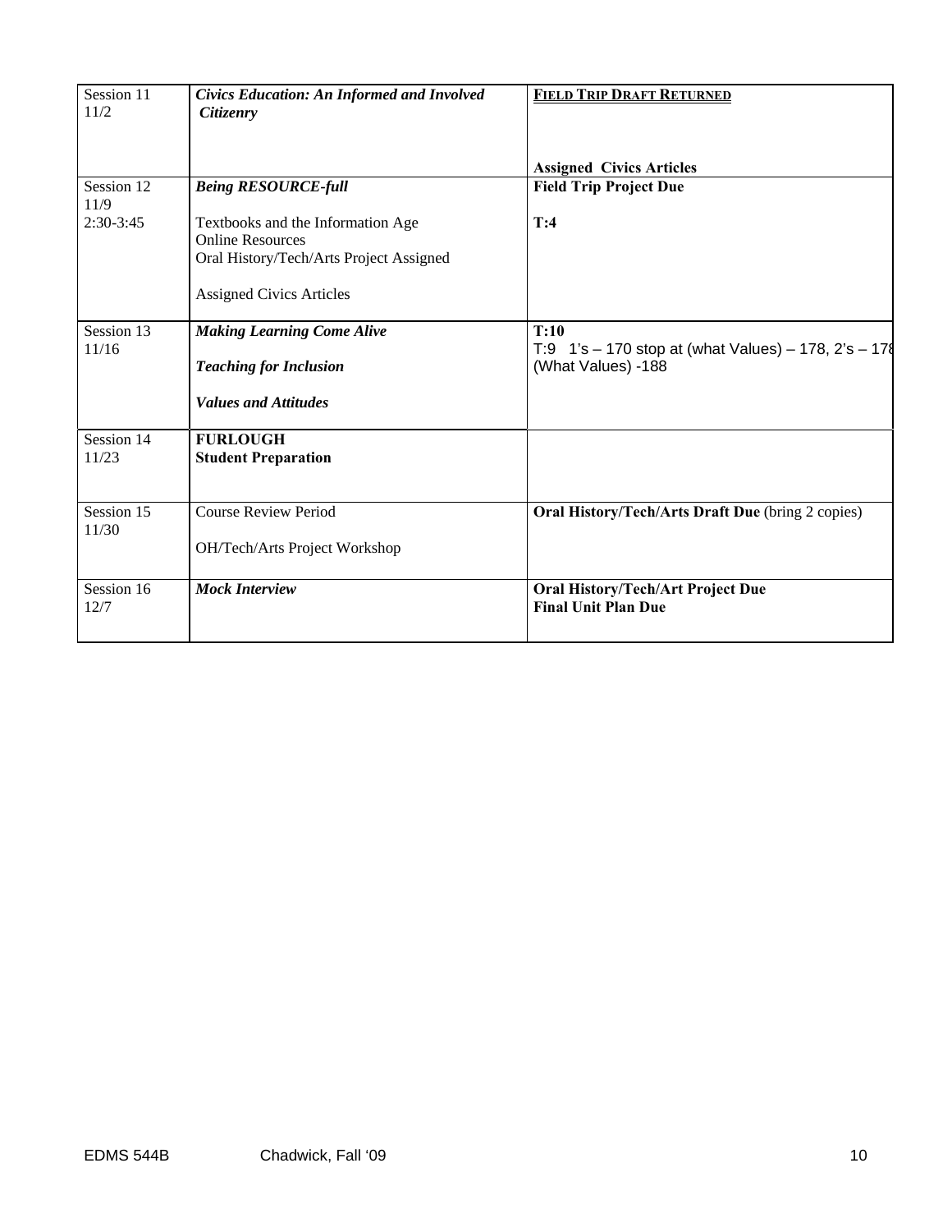| | | |
|---|---|---|
| Session 11<br>11/2 | ***Civics Education: An Informed and Involved Citizenry*** | **FIELD TRIP DRAFT RETURNED**<br><br>**Assigned Civics Articles** |
| Session 12<br>11/9<br>2:30-3:45 | ***Being RESOURCE-full***<br><br>Textbooks and the Information Age<br>Online Resources<br>Oral History/Tech/Arts Project Assigned<br><br>Assigned Civics Articles | **Field Trip Project Due**<br><br>**T:4** |
| Session 13<br>11/16 | ***Making Learning Come Alive***<br><br>***Teaching for Inclusion***<br><br>***Values and Attitudes*** | **T:10**<br>T:9 1's – 170 stop at (what Values) – 178, 2's – 178 (What Values) -188 |
| Session 14<br>11/23 | **FURLOUGH**<br>**Student Preparation** | |
| Session 15<br>11/30 | Course Review Period<br><br>OH/Tech/Arts Project Workshop | **Oral History/Tech/Arts Draft Due** (bring 2 copies) |
| Session 16<br>12/7 | ***Mock Interview*** | **Oral History/Tech/Art Project Due**<br>**Final Unit Plan Due** |